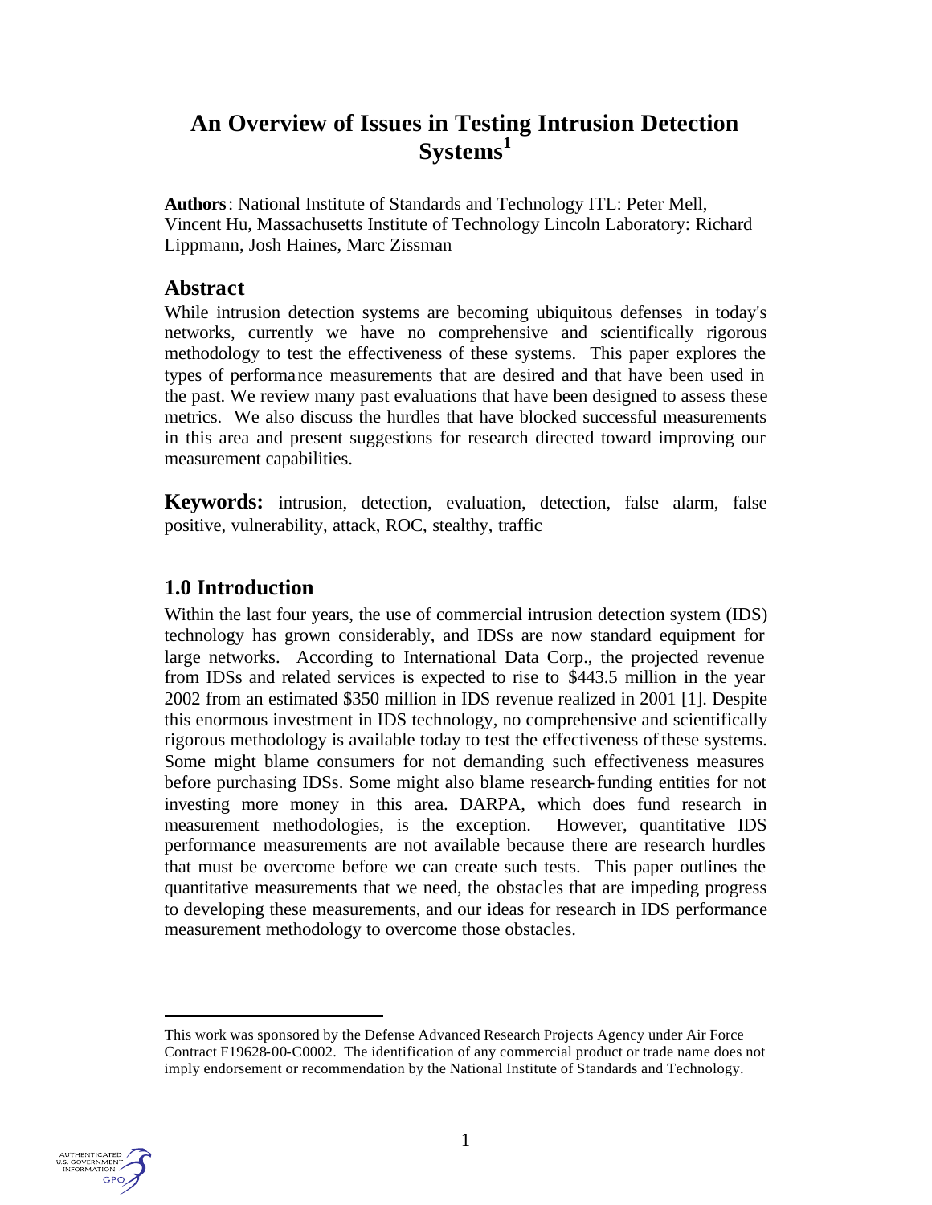# An Overview of Issues in Testing Intrusion Detection Systems[1]

**Authors**: National Institute of Standards and Technology ITL: Peter Mell, Vincent Hu, Massachusetts Institute of Technology Lincoln Laboratory: Richard Lippmann, Josh Haines, Marc Zissman

## Abstract

While intrusion detection systems are becoming ubiquitous defenses in today's networks, currently we have no comprehensive and scientifically rigorous methodology to test the effectiveness of these systems. This paper explores the types of performance measurements that are desired and that have been used in the past. We review many past evaluations that have been designed to assess these metrics. We also discuss the hurdles that have blocked successful measurements in this area and present suggestions for research directed toward improving our measurement capabilities.

**Keywords:** intrusion, detection, evaluation, detection, false alarm, false positive, vulnerability, attack, ROC, stealthy, traffic

## 1.0 Introduction

Within the last four years, the use of commercial intrusion detection system (IDS) technology has grown considerably, and IDSs are now standard equipment for large networks. According to International Data Corp., the projected revenue from IDSs and related services is expected to rise to $443.5 million in the year 2002 from an estimated $350 million in IDS revenue realized in 2001 [1]. Despite this enormous investment in IDS technology, no comprehensive and scientifically rigorous methodology is available today to test the effectiveness of these systems. Some might blame consumers for not demanding such effectiveness measures before purchasing IDSs. Some might also blame research-funding entities for not investing more money in this area. DARPA, which does fund research in measurement methodologies, is the exception. However, quantitative IDS performance measurements are not available because there are research hurdles that must be overcome before we can create such tests. This paper outlines the quantitative measurements that we need, the obstacles that are impeding progress to developing these measurements, and our ideas for research in IDS performance measurement methodology to overcome those obstacles.

---

[1] This work was sponsored by the Defense Advanced Research Projects Agency under Air Force Contract F19628-00-C0002. The identification of any commercial product or trade name does not imply endorsement or recommendation by the National Institute of Standards and Technology.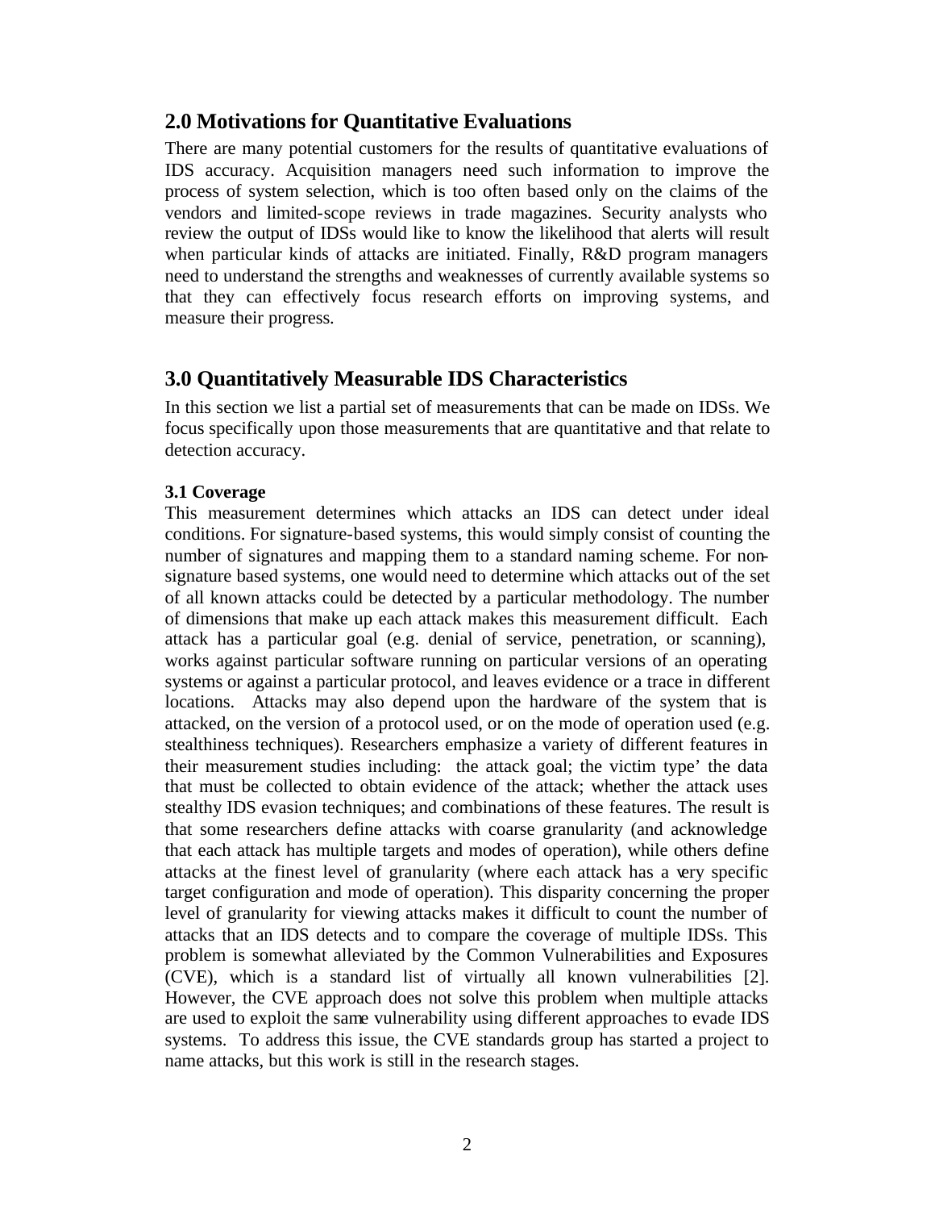## 2.0 Motivations for Quantitative Evaluations

There are many potential customers for the results of quantitative evaluations of IDS accuracy. Acquisition managers need such information to improve the process of system selection, which is too often based only on the claims of the vendors and limited-scope reviews in trade magazines. Security analysts who review the output of IDSs would like to know the likelihood that alerts will result when particular kinds of attacks are initiated. Finally, R&D program managers need to understand the strengths and weaknesses of currently available systems so that they can effectively focus research efforts on improving systems, and measure their progress.

## 3.0 Quantitatively Measurable IDS Characteristics

In this section we list a partial set of measurements that can be made on IDSs. We focus specifically upon those measurements that are quantitative and that relate to detection accuracy.

### 3.1 Coverage

This measurement determines which attacks an IDS can detect under ideal conditions. For signature-based systems, this would simply consist of counting the number of signatures and mapping them to a standard naming scheme. For non-signature based systems, one would need to determine which attacks out of the set of all known attacks could be detected by a particular methodology. The number of dimensions that make up each attack makes this measurement difficult. Each attack has a particular goal (e.g. denial of service, penetration, or scanning), works against particular software running on particular versions of an operating systems or against a particular protocol, and leaves evidence or a trace in different locations. Attacks may also depend upon the hardware of the system that is attacked, on the version of a protocol used, or on the mode of operation used (e.g. stealthiness techniques). Researchers emphasize a variety of different features in their measurement studies including: the attack goal; the victim type' the data that must be collected to obtain evidence of the attack; whether the attack uses stealthy IDS evasion techniques; and combinations of these features. The result is that some researchers define attacks with coarse granularity (and acknowledge that each attack has multiple targets and modes of operation), while others define attacks at the finest level of granularity (where each attack has a very specific target configuration and mode of operation). This disparity concerning the proper level of granularity for viewing attacks makes it difficult to count the number of attacks that an IDS detects and to compare the coverage of multiple IDSs. This problem is somewhat alleviated by the Common Vulnerabilities and Exposures (CVE), which is a standard list of virtually all known vulnerabilities [2]. However, the CVE approach does not solve this problem when multiple attacks are used to exploit the same vulnerability using different approaches to evade IDS systems. To address this issue, the CVE standards group has started a project to name attacks, but this work is still in the research stages.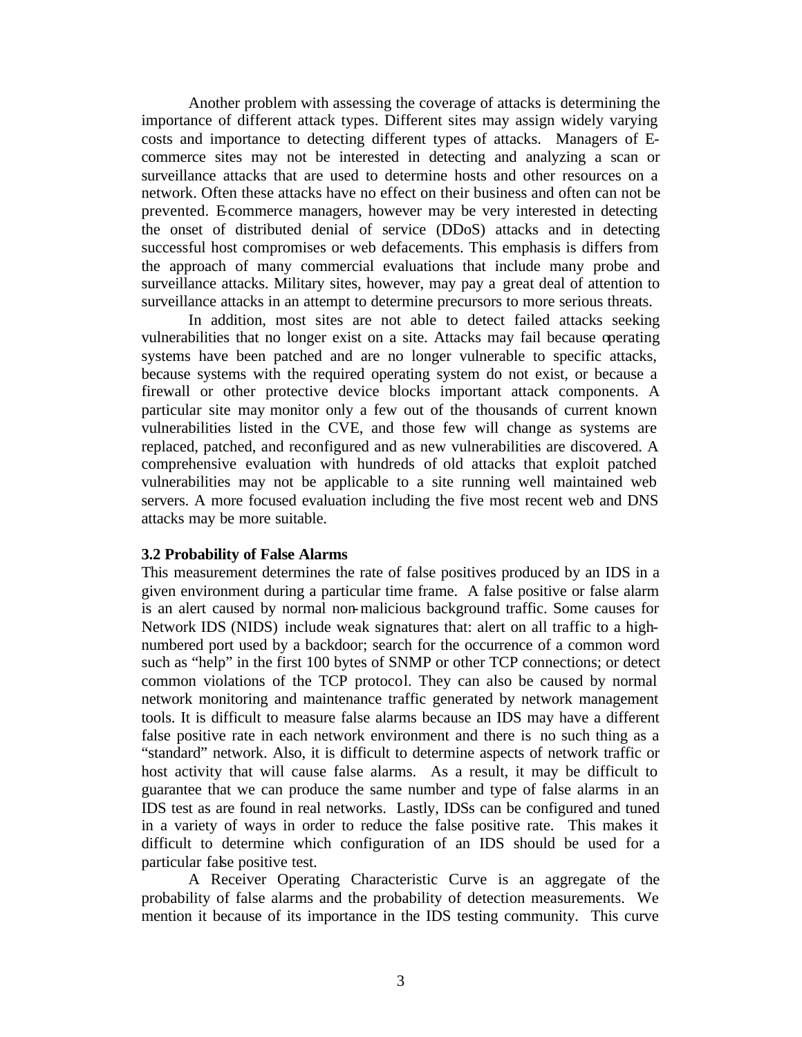Another problem with assessing the coverage of attacks is determining the importance of different attack types. Different sites may assign widely varying costs and importance to detecting different types of attacks. Managers of E-commerce sites may not be interested in detecting and analyzing a scan or surveillance attacks that are used to determine hosts and other resources on a network. Often these attacks have no effect on their business and often can not be prevented. E-commerce managers, however may be very interested in detecting the onset of distributed denial of service (DDoS) attacks and in detecting successful host compromises or web defacements. This emphasis is differs from the approach of many commercial evaluations that include many probe and surveillance attacks. Military sites, however, may pay a great deal of attention to surveillance attacks in an attempt to determine precursors to more serious threats.

In addition, most sites are not able to detect failed attacks seeking vulnerabilities that no longer exist on a site. Attacks may fail because operating systems have been patched and are no longer vulnerable to specific attacks, because systems with the required operating system do not exist, or because a firewall or other protective device blocks important attack components. A particular site may monitor only a few out of the thousands of current known vulnerabilities listed in the CVE, and those few will change as systems are replaced, patched, and reconfigured and as new vulnerabilities are discovered. A comprehensive evaluation with hundreds of old attacks that exploit patched vulnerabilities may not be applicable to a site running well maintained web servers. A more focused evaluation including the five most recent web and DNS attacks may be more suitable.

### 3.2 Probability of False Alarms

This measurement determines the rate of false positives produced by an IDS in a given environment during a particular time frame. A false positive or false alarm is an alert caused by normal non-malicious background traffic. Some causes for Network IDS (NIDS) include weak signatures that: alert on all traffic to a high-numbered port used by a backdoor; search for the occurrence of a common word such as "help" in the first 100 bytes of SNMP or other TCP connections; or detect common violations of the TCP protocol. They can also be caused by normal network monitoring and maintenance traffic generated by network management tools. It is difficult to measure false alarms because an IDS may have a different false positive rate in each network environment and there is no such thing as a "standard" network. Also, it is difficult to determine aspects of network traffic or host activity that will cause false alarms. As a result, it may be difficult to guarantee that we can produce the same number and type of false alarms in an IDS test as are found in real networks. Lastly, IDSs can be configured and tuned in a variety of ways in order to reduce the false positive rate. This makes it difficult to determine which configuration of an IDS should be used for a particular false positive test.

A Receiver Operating Characteristic Curve is an aggregate of the probability of false alarms and the probability of detection measurements. We mention it because of its importance in the IDS testing community. This curve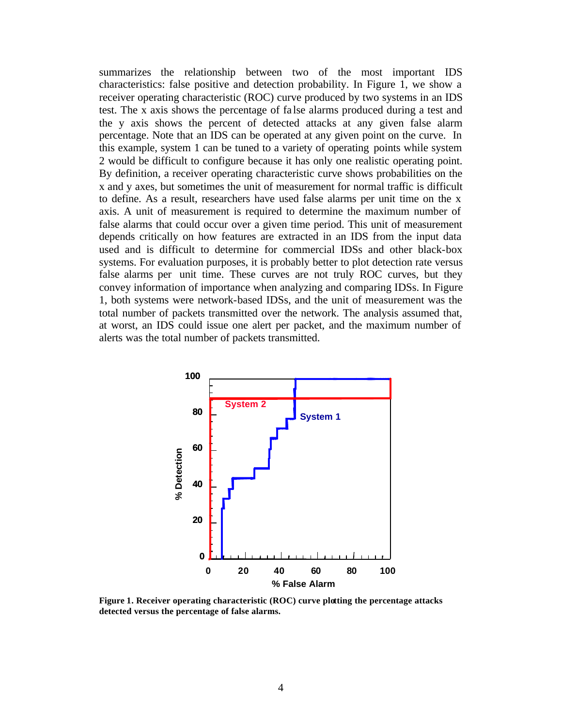summarizes the relationship between two of the most important IDS characteristics: false positive and detection probability. In Figure 1, we show a receiver operating characteristic (ROC) curve produced by two systems in an IDS test. The x axis shows the percentage of false alarms produced during a test and the y axis shows the percent of detected attacks at any given false alarm percentage. Note that an IDS can be operated at any given point on the curve. In this example, system 1 can be tuned to a variety of operating points while system 2 would be difficult to configure because it has only one realistic operating point. By definition, a receiver operating characteristic curve shows probabilities on the x and y axes, but sometimes the unit of measurement for normal traffic is difficult to define. As a result, researchers have used false alarms per unit time on the x axis. A unit of measurement is required to determine the maximum number of false alarms that could occur over a given time period. This unit of measurement depends critically on how features are extracted in an IDS from the input data used and is difficult to determine for commercial IDSs and other black-box systems. For evaluation purposes, it is probably better to plot detection rate versus false alarms per unit time. These curves are not truly ROC curves, but they convey information of importance when analyzing and comparing IDSs. In Figure 1, both systems were network-based IDSs, and the unit of measurement was the total number of packets transmitted over the network. The analysis assumed that, at worst, an IDS could issue one alert per packet, and the maximum number of alerts was the total number of packets transmitted.

**Figure 1. Receiver operating characteristic (ROC) curve plotting the percentage attacks detected versus the percentage of false alarms.**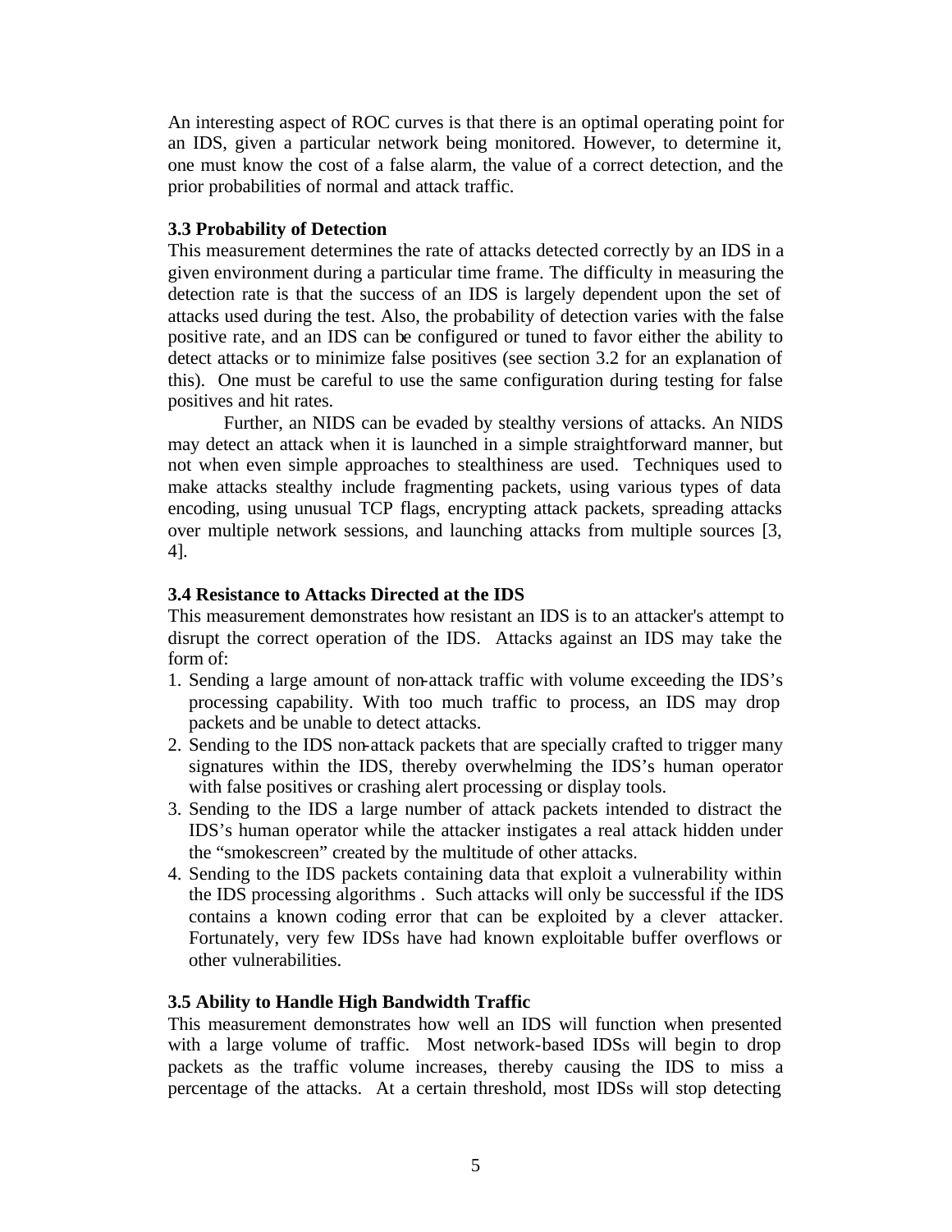An interesting aspect of ROC curves is that there is an optimal operating point for an IDS, given a particular network being monitored. However, to determine it, one must know the cost of a false alarm, the value of a correct detection, and the prior probabilities of normal and attack traffic.

### 3.3 Probability of Detection

This measurement determines the rate of attacks detected correctly by an IDS in a given environment during a particular time frame. The difficulty in measuring the detection rate is that the success of an IDS is largely dependent upon the set of attacks used during the test. Also, the probability of detection varies with the false positive rate, and an IDS can be configured or tuned to favor either the ability to detect attacks or to minimize false positives (see section 3.2 for an explanation of this). One must be careful to use the same configuration during testing for false positives and hit rates.

Further, an NIDS can be evaded by stealthy versions of attacks. An NIDS may detect an attack when it is launched in a simple straightforward manner, but not when even simple approaches to stealthiness are used. Techniques used to make attacks stealthy include fragmenting packets, using various types of data encoding, using unusual TCP flags, encrypting attack packets, spreading attacks over multiple network sessions, and launching attacks from multiple sources [3, 4].

### 3.4 Resistance to Attacks Directed at the IDS

This measurement demonstrates how resistant an IDS is to an attacker's attempt to disrupt the correct operation of the IDS. Attacks against an IDS may take the form of:

1. Sending a large amount of non-attack traffic with volume exceeding the IDS's processing capability. With too much traffic to process, an IDS may drop packets and be unable to detect attacks.
2. Sending to the IDS non-attack packets that are specially crafted to trigger many signatures within the IDS, thereby overwhelming the IDS's human operator with false positives or crashing alert processing or display tools.
3. Sending to the IDS a large number of attack packets intended to distract the IDS's human operator while the attacker instigates a real attack hidden under the "smokescreen" created by the multitude of other attacks.
4. Sending to the IDS packets containing data that exploit a vulnerability within the IDS processing algorithms . Such attacks will only be successful if the IDS contains a known coding error that can be exploited by a clever attacker. Fortunately, very few IDSs have had known exploitable buffer overflows or other vulnerabilities.

### 3.5 Ability to Handle High Bandwidth Traffic

This measurement demonstrates how well an IDS will function when presented with a large volume of traffic. Most network-based IDSs will begin to drop packets as the traffic volume increases, thereby causing the IDS to miss a percentage of the attacks. At a certain threshold, most IDSs will stop detecting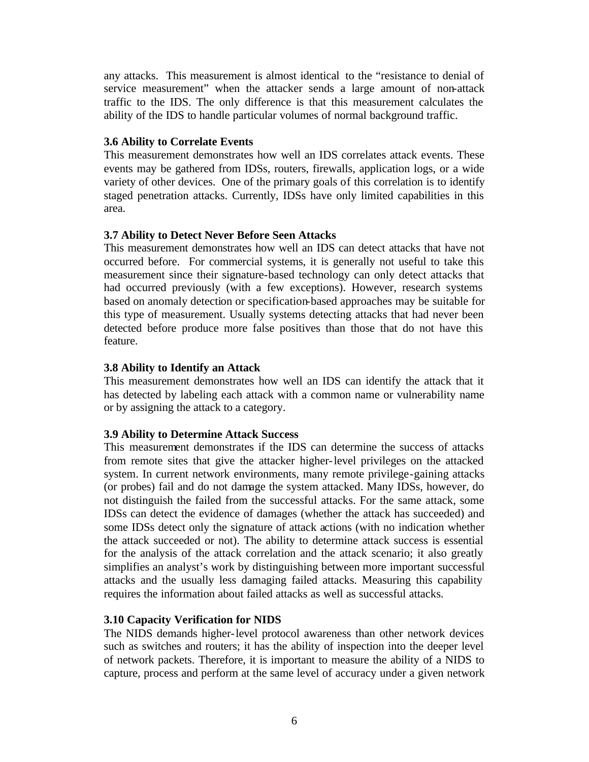any attacks. This measurement is almost identical to the "resistance to denial of service measurement" when the attacker sends a large amount of non-attack traffic to the IDS. The only difference is that this measurement calculates the ability of the IDS to handle particular volumes of normal background traffic.

### 3.6 Ability to Correlate Events

This measurement demonstrates how well an IDS correlates attack events. These events may be gathered from IDSs, routers, firewalls, application logs, or a wide variety of other devices. One of the primary goals of this correlation is to identify staged penetration attacks. Currently, IDSs have only limited capabilities in this area.

### 3.7 Ability to Detect Never Before Seen Attacks

This measurement demonstrates how well an IDS can detect attacks that have not occurred before. For commercial systems, it is generally not useful to take this measurement since their signature-based technology can only detect attacks that had occurred previously (with a few exceptions). However, research systems based on anomaly detection or specification-based approaches may be suitable for this type of measurement. Usually systems detecting attacks that had never been detected before produce more false positives than those that do not have this feature.

### 3.8 Ability to Identify an Attack

This measurement demonstrates how well an IDS can identify the attack that it has detected by labeling each attack with a common name or vulnerability name or by assigning the attack to a category.

### 3.9 Ability to Determine Attack Success

This measurement demonstrates if the IDS can determine the success of attacks from remote sites that give the attacker higher-level privileges on the attacked system. In current network environments, many remote privilege-gaining attacks (or probes) fail and do not damage the system attacked. Many IDSs, however, do not distinguish the failed from the successful attacks. For the same attack, some IDSs can detect the evidence of damages (whether the attack has succeeded) and some IDSs detect only the signature of attack actions (with no indication whether the attack succeeded or not). The ability to determine attack success is essential for the analysis of the attack correlation and the attack scenario; it also greatly simplifies an analyst's work by distinguishing between more important successful attacks and the usually less damaging failed attacks. Measuring this capability requires the information about failed attacks as well as successful attacks.

### 3.10 Capacity Verification for NIDS

The NIDS demands higher-level protocol awareness than other network devices such as switches and routers; it has the ability of inspection into the deeper level of network packets. Therefore, it is important to measure the ability of a NIDS to capture, process and perform at the same level of accuracy under a given network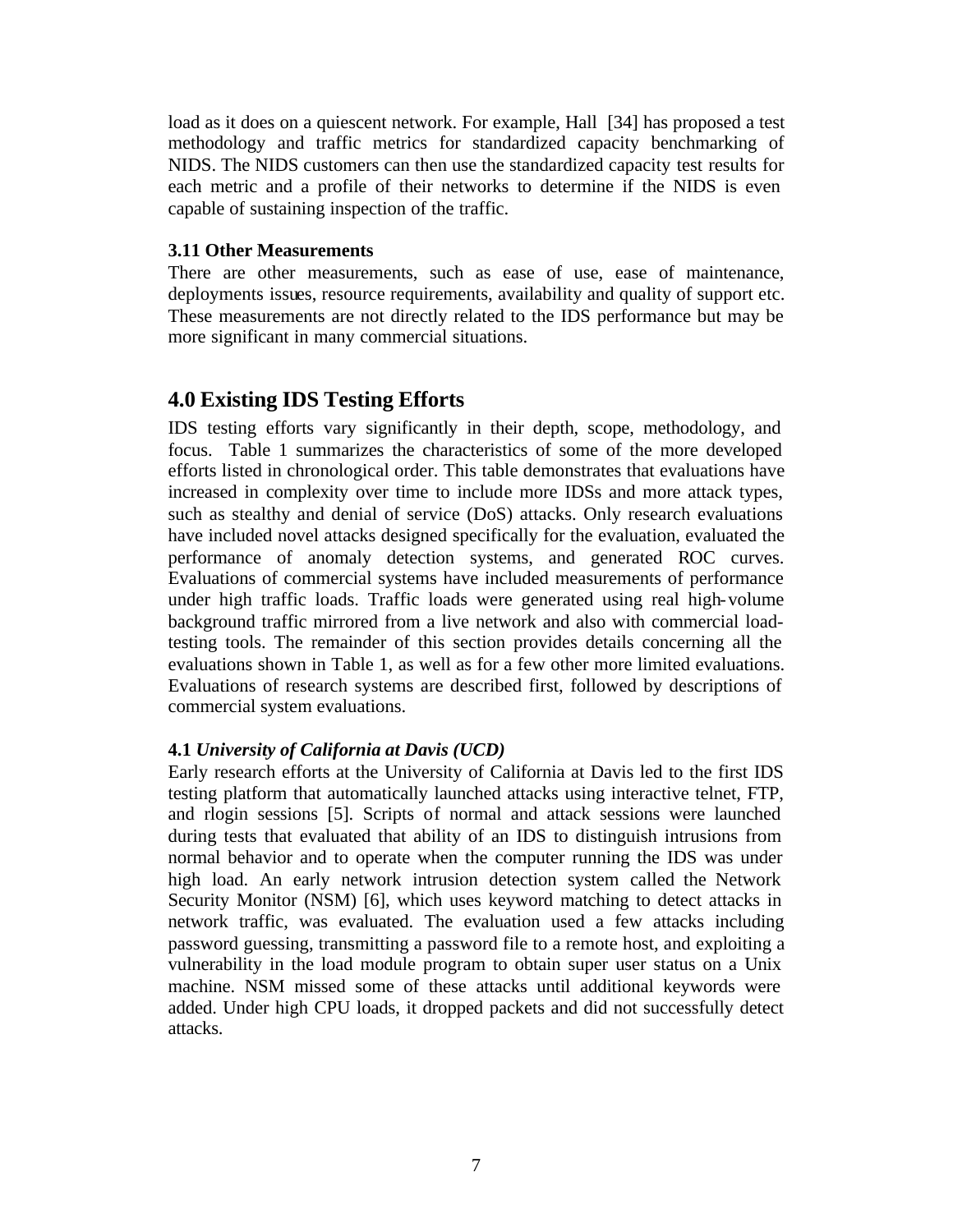load as it does on a quiescent network. For example, Hall [34] has proposed a test methodology and traffic metrics for standardized capacity benchmarking of NIDS. The NIDS customers can then use the standardized capacity test results for each metric and a profile of their networks to determine if the NIDS is even capable of sustaining inspection of the traffic.

### 3.11 Other Measurements

There are other measurements, such as ease of use, ease of maintenance, deployments issues, resource requirements, availability and quality of support etc. These measurements are not directly related to the IDS performance but may be more significant in many commercial situations.

## 4.0 Existing IDS Testing Efforts

IDS testing efforts vary significantly in their depth, scope, methodology, and focus. Table 1 summarizes the characteristics of some of the more developed efforts listed in chronological order. This table demonstrates that evaluations have increased in complexity over time to include more IDSs and more attack types, such as stealthy and denial of service (DoS) attacks. Only research evaluations have included novel attacks designed specifically for the evaluation, evaluated the performance of anomaly detection systems, and generated ROC curves. Evaluations of commercial systems have included measurements of performance under high traffic loads. Traffic loads were generated using real high-volume background traffic mirrored from a live network and also with commercial load-testing tools. The remainder of this section provides details concerning all the evaluations shown in Table 1, as well as for a few other more limited evaluations. Evaluations of research systems are described first, followed by descriptions of commercial system evaluations.

### 4.1 *University of California at Davis (UCD)*

Early research efforts at the University of California at Davis led to the first IDS testing platform that automatically launched attacks using interactive telnet, FTP, and rlogin sessions [5]. Scripts of normal and attack sessions were launched during tests that evaluated that ability of an IDS to distinguish intrusions from normal behavior and to operate when the computer running the IDS was under high load. An early network intrusion detection system called the Network Security Monitor (NSM) [6], which uses keyword matching to detect attacks in network traffic, was evaluated. The evaluation used a few attacks including password guessing, transmitting a password file to a remote host, and exploiting a vulnerability in the load module program to obtain super user status on a Unix machine. NSM missed some of these attacks until additional keywords were added. Under high CPU loads, it dropped packets and did not successfully detect attacks.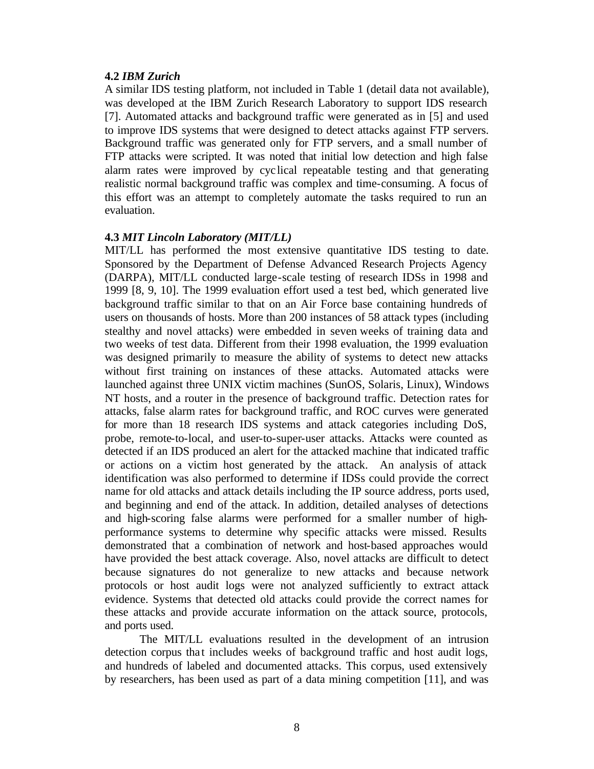### 4.2 *IBM Zurich*

A similar IDS testing platform, not included in Table 1 (detail data not available), was developed at the IBM Zurich Research Laboratory to support IDS research [7]. Automated attacks and background traffic were generated as in [5] and used to improve IDS systems that were designed to detect attacks against FTP servers. Background traffic was generated only for FTP servers, and a small number of FTP attacks were scripted. It was noted that initial low detection and high false alarm rates were improved by cyclical repeatable testing and that generating realistic normal background traffic was complex and time-consuming. A focus of this effort was an attempt to completely automate the tasks required to run an evaluation.

### 4.3 *MIT Lincoln Laboratory (MIT/LL)*

MIT/LL has performed the most extensive quantitative IDS testing to date. Sponsored by the Department of Defense Advanced Research Projects Agency (DARPA), MIT/LL conducted large-scale testing of research IDSs in 1998 and 1999 [8, 9, 10]. The 1999 evaluation effort used a test bed, which generated live background traffic similar to that on an Air Force base containing hundreds of users on thousands of hosts. More than 200 instances of 58 attack types (including stealthy and novel attacks) were embedded in seven weeks of training data and two weeks of test data. Different from their 1998 evaluation, the 1999 evaluation was designed primarily to measure the ability of systems to detect new attacks without first training on instances of these attacks. Automated attacks were launched against three UNIX victim machines (SunOS, Solaris, Linux), Windows NT hosts, and a router in the presence of background traffic. Detection rates for attacks, false alarm rates for background traffic, and ROC curves were generated for more than 18 research IDS systems and attack categories including DoS, probe, remote-to-local, and user-to-super-user attacks. Attacks were counted as detected if an IDS produced an alert for the attacked machine that indicated traffic or actions on a victim host generated by the attack. An analysis of attack identification was also performed to determine if IDSs could provide the correct name for old attacks and attack details including the IP source address, ports used, and beginning and end of the attack. In addition, detailed analyses of detections and high-scoring false alarms were performed for a smaller number of high-performance systems to determine why specific attacks were missed. Results demonstrated that a combination of network and host-based approaches would have provided the best attack coverage. Also, novel attacks are difficult to detect because signatures do not generalize to new attacks and because network protocols or host audit logs were not analyzed sufficiently to extract attack evidence. Systems that detected old attacks could provide the correct names for these attacks and provide accurate information on the attack source, protocols, and ports used.

The MIT/LL evaluations resulted in the development of an intrusion detection corpus that includes weeks of background traffic and host audit logs, and hundreds of labeled and documented attacks. This corpus, used extensively by researchers, has been used as part of a data mining competition [11], and was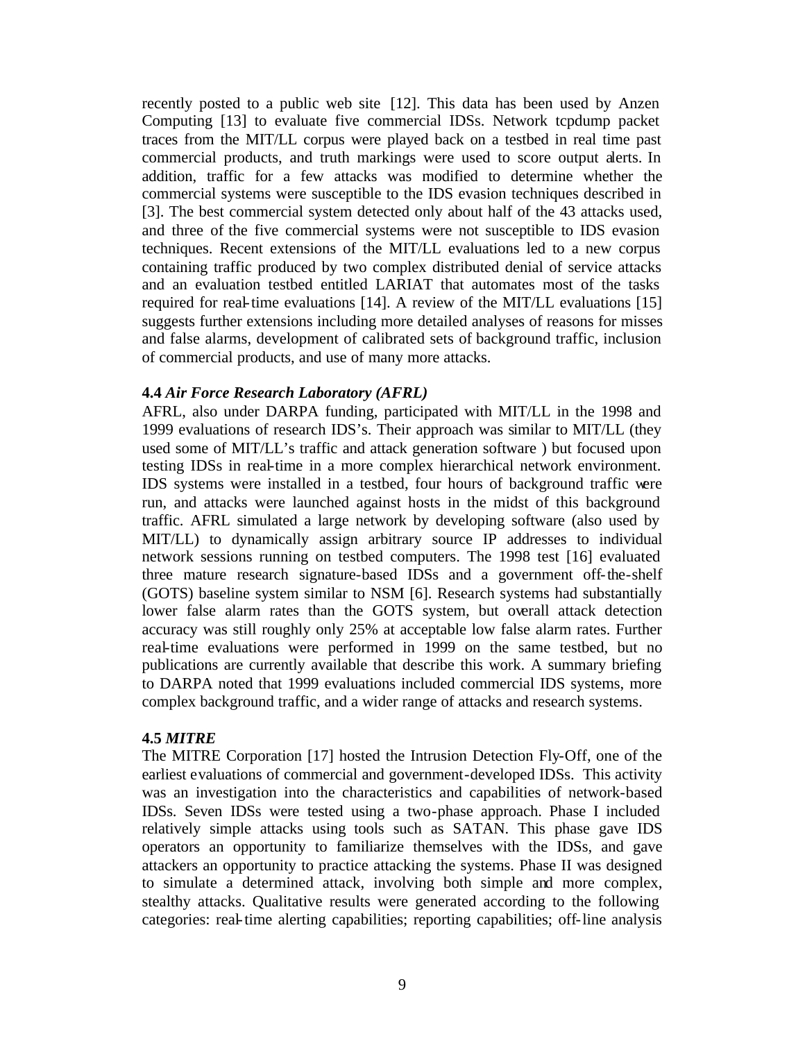recently posted to a public web site [12]. This data has been used by Anzen Computing [13] to evaluate five commercial IDSs. Network tcpdump packet traces from the MIT/LL corpus were played back on a testbed in real time past commercial products, and truth markings were used to score output alerts. In addition, traffic for a few attacks was modified to determine whether the commercial systems were susceptible to the IDS evasion techniques described in [3]. The best commercial system detected only about half of the 43 attacks used, and three of the five commercial systems were not susceptible to IDS evasion techniques. Recent extensions of the MIT/LL evaluations led to a new corpus containing traffic produced by two complex distributed denial of service attacks and an evaluation testbed entitled LARIAT that automates most of the tasks required for real-time evaluations [14]. A review of the MIT/LL evaluations [15] suggests further extensions including more detailed analyses of reasons for misses and false alarms, development of calibrated sets of background traffic, inclusion of commercial products, and use of many more attacks.

### 4.4 *Air Force Research Laboratory (AFRL)*

AFRL, also under DARPA funding, participated with MIT/LL in the 1998 and 1999 evaluations of research IDS's. Their approach was similar to MIT/LL (they used some of MIT/LL's traffic and attack generation software ) but focused upon testing IDSs in real-time in a more complex hierarchical network environment. IDS systems were installed in a testbed, four hours of background traffic were run, and attacks were launched against hosts in the midst of this background traffic. AFRL simulated a large network by developing software (also used by MIT/LL) to dynamically assign arbitrary source IP addresses to individual network sessions running on testbed computers. The 1998 test [16] evaluated three mature research signature-based IDSs and a government off-the-shelf (GOTS) baseline system similar to NSM [6]. Research systems had substantially lower false alarm rates than the GOTS system, but overall attack detection accuracy was still roughly only 25% at acceptable low false alarm rates. Further real-time evaluations were performed in 1999 on the same testbed, but no publications are currently available that describe this work. A summary briefing to DARPA noted that 1999 evaluations included commercial IDS systems, more complex background traffic, and a wider range of attacks and research systems.

### 4.5 *MITRE*

The MITRE Corporation [17] hosted the Intrusion Detection Fly-Off, one of the earliest evaluations of commercial and government-developed IDSs. This activity was an investigation into the characteristics and capabilities of network-based IDSs. Seven IDSs were tested using a two-phase approach. Phase I included relatively simple attacks using tools such as SATAN. This phase gave IDS operators an opportunity to familiarize themselves with the IDSs, and gave attackers an opportunity to practice attacking the systems. Phase II was designed to simulate a determined attack, involving both simple and more complex, stealthy attacks. Qualitative results were generated according to the following categories: real-time alerting capabilities; reporting capabilities; off-line analysis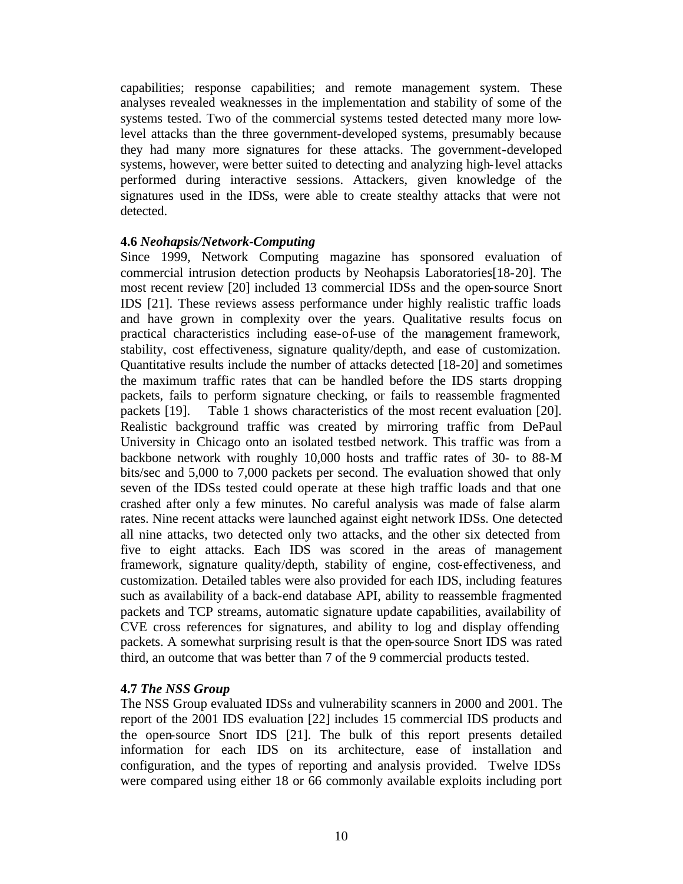capabilities; response capabilities; and remote management system. These analyses revealed weaknesses in the implementation and stability of some of the systems tested. Two of the commercial systems tested detected many more low-level attacks than the three government-developed systems, presumably because they had many more signatures for these attacks. The government-developed systems, however, were better suited to detecting and analyzing high-level attacks performed during interactive sessions. Attackers, given knowledge of the signatures used in the IDSs, were able to create stealthy attacks that were not detected.

### 4.6 *Neohapsis/Network-Computing*

Since 1999, Network Computing magazine has sponsored evaluation of commercial intrusion detection products by Neohapsis Laboratories[18-20]. The most recent review [20] included 13 commercial IDSs and the open-source Snort IDS [21]. These reviews assess performance under highly realistic traffic loads and have grown in complexity over the years. Qualitative results focus on practical characteristics including ease-of-use of the management framework, stability, cost effectiveness, signature quality/depth, and ease of customization. Quantitative results include the number of attacks detected [18-20] and sometimes the maximum traffic rates that can be handled before the IDS starts dropping packets, fails to perform signature checking, or fails to reassemble fragmented packets [19]. Table 1 shows characteristics of the most recent evaluation [20]. Realistic background traffic was created by mirroring traffic from DePaul University in Chicago onto an isolated testbed network. This traffic was from a backbone network with roughly 10,000 hosts and traffic rates of 30- to 88-M bits/sec and 5,000 to 7,000 packets per second. The evaluation showed that only seven of the IDSs tested could operate at these high traffic loads and that one crashed after only a few minutes. No careful analysis was made of false alarm rates. Nine recent attacks were launched against eight network IDSs. One detected all nine attacks, two detected only two attacks, and the other six detected from five to eight attacks. Each IDS was scored in the areas of management framework, signature quality/depth, stability of engine, cost-effectiveness, and customization. Detailed tables were also provided for each IDS, including features such as availability of a back-end database API, ability to reassemble fragmented packets and TCP streams, automatic signature update capabilities, availability of CVE cross references for signatures, and ability to log and display offending packets. A somewhat surprising result is that the open-source Snort IDS was rated third, an outcome that was better than 7 of the 9 commercial products tested.

### 4.7 *The NSS Group*

The NSS Group evaluated IDSs and vulnerability scanners in 2000 and 2001. The report of the 2001 IDS evaluation [22] includes 15 commercial IDS products and the open-source Snort IDS [21]. The bulk of this report presents detailed information for each IDS on its architecture, ease of installation and configuration, and the types of reporting and analysis provided. Twelve IDSs were compared using either 18 or 66 commonly available exploits including port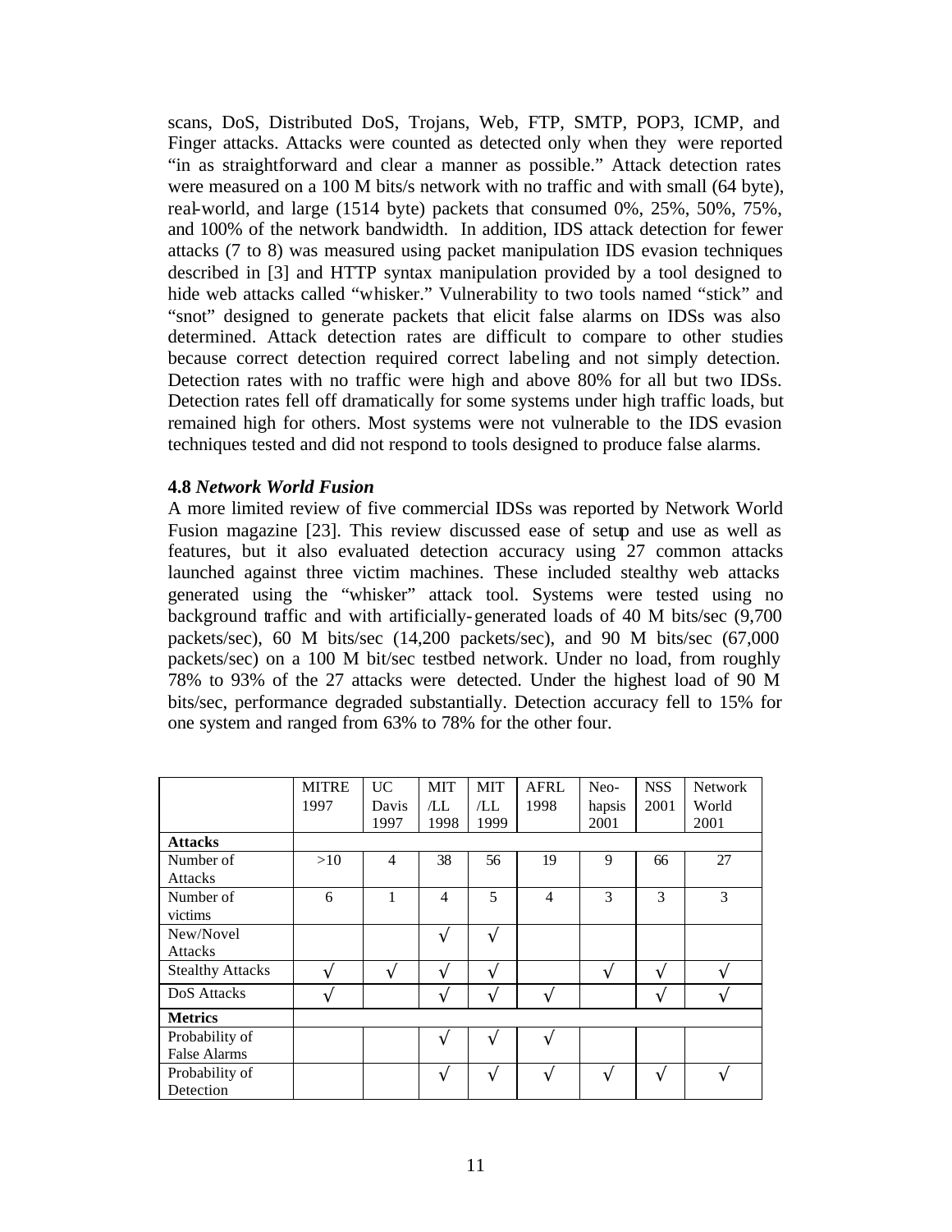scans, DoS, Distributed DoS, Trojans, Web, FTP, SMTP, POP3, ICMP, and Finger attacks. Attacks were counted as detected only when they were reported "in as straightforward and clear a manner as possible." Attack detection rates were measured on a 100 M bits/s network with no traffic and with small (64 byte), real-world, and large (1514 byte) packets that consumed 0%, 25%, 50%, 75%, and 100% of the network bandwidth. In addition, IDS attack detection for fewer attacks (7 to 8) was measured using packet manipulation IDS evasion techniques described in [3] and HTTP syntax manipulation provided by a tool designed to hide web attacks called "whisker." Vulnerability to two tools named "stick" and "snot" designed to generate packets that elicit false alarms on IDSs was also determined. Attack detection rates are difficult to compare to other studies because correct detection required correct labeling and not simply detection. Detection rates with no traffic were high and above 80% for all but two IDSs. Detection rates fell off dramatically for some systems under high traffic loads, but remained high for others. Most systems were not vulnerable to the IDS evasion techniques tested and did not respond to tools designed to produce false alarms.

### 4.8 *Network World Fusion*

A more limited review of five commercial IDSs was reported by Network World Fusion magazine [23]. This review discussed ease of setup and use as well as features, but it also evaluated detection accuracy using 27 common attacks launched against three victim machines. These included stealthy web attacks generated using the "whisker" attack tool. Systems were tested using no background traffic and with artificially-generated loads of 40 M bits/sec (9,700 packets/sec), 60 M bits/sec (14,200 packets/sec), and 90 M bits/sec (67,000 packets/sec) on a 100 M bit/sec testbed network. Under no load, from roughly 78% to 93% of the 27 attacks were detected. Under the highest load of 90 M bits/sec, performance degraded substantially. Detection accuracy fell to 15% for one system and ranged from 63% to 78% for the other four.

| | MITRE 1997 | UC Davis 1997 | MIT /LL 1998 | MIT /LL 1999 | AFRL 1998 | Neo-hapsis 2001 | NSS 2001 | Network World 2001 |
|---|---|---|---|---|---|---|---|---|
| **Attacks** | | | | | | | | |
| Number of Attacks | >10 | 4 | 38 | 56 | 19 | 9 | 66 | 27 |
| Number of victims | 6 | 1 | 4 | 5 | 4 | 3 | 3 | 3 |
| New/Novel Attacks | | | √ | √ | | | | |
| Stealthy Attacks | √ | √ | √ | √ | | √ | √ | √ |
| DoS Attacks | √ | | √ | √ | √ | | √ | √ |
| **Metrics** | | | | | | | | |
| Probability of False Alarms | | | √ | √ | √ | | | |
| Probability of Detection | | | √ | √ | √ | √ | √ | √ |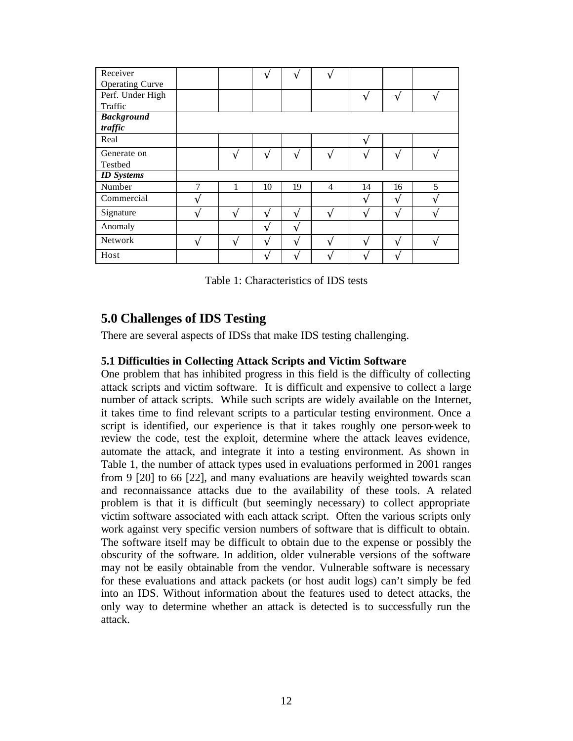| | | | | | | | | |
|---|---|---|---|---|---|---|---|---|
| Receiver Operating Curve | | | √ | √ | √ | | | |
| Perf. Under High Traffic | | | | | | √ | √ | √ |
| ***Background traffic*** | | | | | | | | |
| Real | | | | | | √ | | |
| Generate on Testbed | | √ | √ | √ | √ | √ | √ | √ |
| ***ID Systems*** | | | | | | | | |
| Number | 7 | 1 | 10 | 19 | 4 | 14 | 16 | 5 |
| Commercial | √ | | | | | √ | √ | √ |
| Signature | √ | √ | √ | √ | √ | √ | √ | √ |
| Anomaly | | | √ | √ | | | | |
| Network | √ | √ | √ | √ | √ | √ | √ | √ |
| Host | | | √ | √ | √ | √ | √ | |

Table 1: Characteristics of IDS tests

## 5.0 Challenges of IDS Testing

There are several aspects of IDSs that make IDS testing challenging.

### 5.1 Difficulties in Collecting Attack Scripts and Victim Software

One problem that has inhibited progress in this field is the difficulty of collecting attack scripts and victim software. It is difficult and expensive to collect a large number of attack scripts. While such scripts are widely available on the Internet, it takes time to find relevant scripts to a particular testing environment. Once a script is identified, our experience is that it takes roughly one person-week to review the code, test the exploit, determine where the attack leaves evidence, automate the attack, and integrate it into a testing environment. As shown in Table 1, the number of attack types used in evaluations performed in 2001 ranges from 9 [20] to 66 [22], and many evaluations are heavily weighted towards scan and reconnaissance attacks due to the availability of these tools. A related problem is that it is difficult (but seemingly necessary) to collect appropriate victim software associated with each attack script. Often the various scripts only work against very specific version numbers of software that is difficult to obtain. The software itself may be difficult to obtain due to the expense or possibly the obscurity of the software. In addition, older vulnerable versions of the software may not be easily obtainable from the vendor. Vulnerable software is necessary for these evaluations and attack packets (or host audit logs) can't simply be fed into an IDS. Without information about the features used to detect attacks, the only way to determine whether an attack is detected is to successfully run the attack.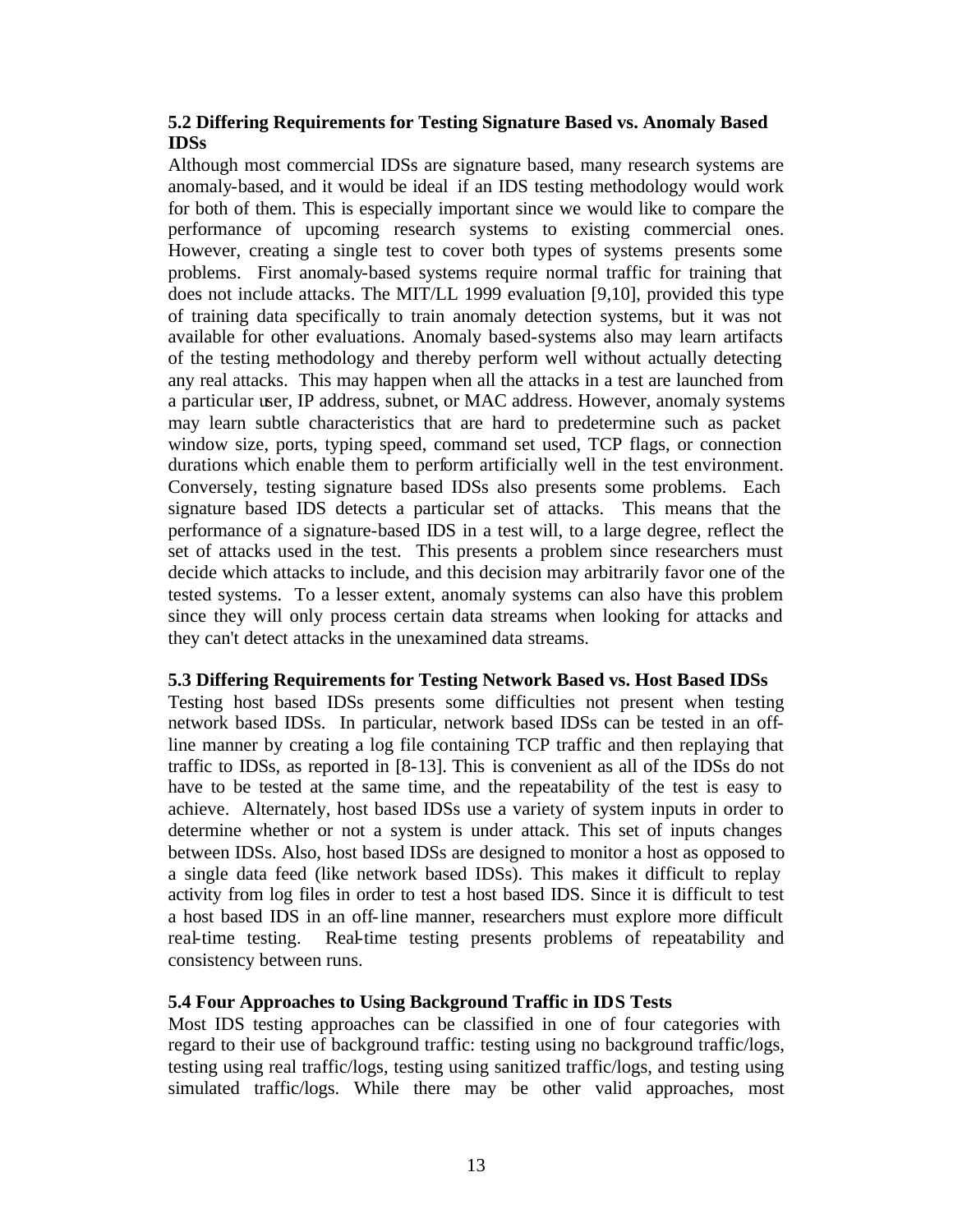### 5.2 Differing Requirements for Testing Signature Based vs. Anomaly Based IDSs

Although most commercial IDSs are signature based, many research systems are anomaly-based, and it would be ideal if an IDS testing methodology would work for both of them. This is especially important since we would like to compare the performance of upcoming research systems to existing commercial ones. However, creating a single test to cover both types of systems presents some problems. First anomaly-based systems require normal traffic for training that does not include attacks. The MIT/LL 1999 evaluation [9,10], provided this type of training data specifically to train anomaly detection systems, but it was not available for other evaluations. Anomaly based-systems also may learn artifacts of the testing methodology and thereby perform well without actually detecting any real attacks. This may happen when all the attacks in a test are launched from a particular user, IP address, subnet, or MAC address. However, anomaly systems may learn subtle characteristics that are hard to predetermine such as packet window size, ports, typing speed, command set used, TCP flags, or connection durations which enable them to perform artificially well in the test environment. Conversely, testing signature based IDSs also presents some problems. Each signature based IDS detects a particular set of attacks. This means that the performance of a signature-based IDS in a test will, to a large degree, reflect the set of attacks used in the test. This presents a problem since researchers must decide which attacks to include, and this decision may arbitrarily favor one of the tested systems. To a lesser extent, anomaly systems can also have this problem since they will only process certain data streams when looking for attacks and they can't detect attacks in the unexamined data streams.

### 5.3 Differing Requirements for Testing Network Based vs. Host Based IDSs

Testing host based IDSs presents some difficulties not present when testing network based IDSs. In particular, network based IDSs can be tested in an off-line manner by creating a log file containing TCP traffic and then replaying that traffic to IDSs, as reported in [8-13]. This is convenient as all of the IDSs do not have to be tested at the same time, and the repeatability of the test is easy to achieve. Alternately, host based IDSs use a variety of system inputs in order to determine whether or not a system is under attack. This set of inputs changes between IDSs. Also, host based IDSs are designed to monitor a host as opposed to a single data feed (like network based IDSs). This makes it difficult to replay activity from log files in order to test a host based IDS. Since it is difficult to test a host based IDS in an off-line manner, researchers must explore more difficult real-time testing. Real-time testing presents problems of repeatability and consistency between runs.

### 5.4 Four Approaches to Using Background Traffic in IDS Tests

Most IDS testing approaches can be classified in one of four categories with regard to their use of background traffic: testing using no background traffic/logs, testing using real traffic/logs, testing using sanitized traffic/logs, and testing using simulated traffic/logs. While there may be other valid approaches, most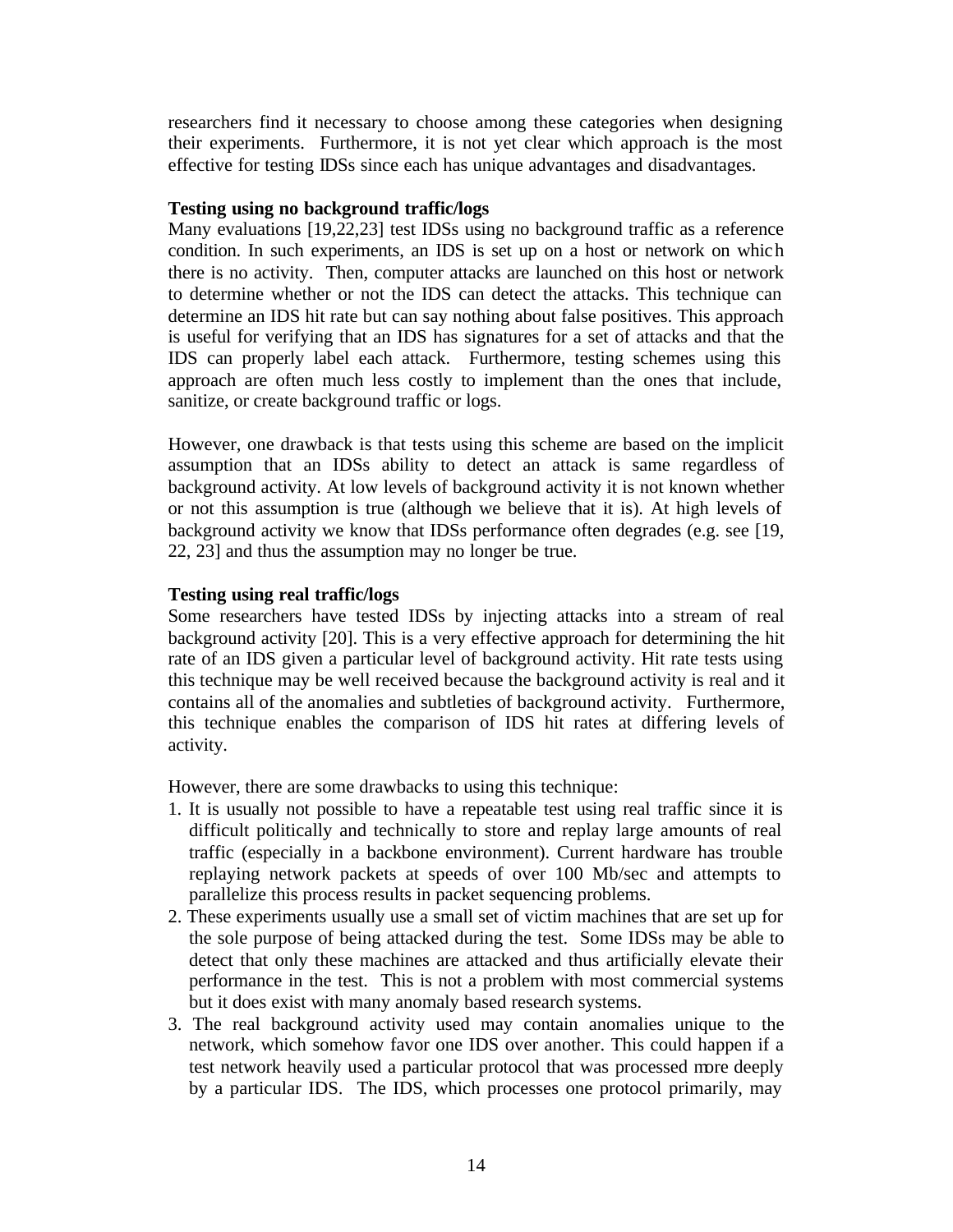researchers find it necessary to choose among these categories when designing their experiments. Furthermore, it is not yet clear which approach is the most effective for testing IDSs since each has unique advantages and disadvantages.

**Testing using no background traffic/logs**
Many evaluations [19,22,23] test IDSs using no background traffic as a reference condition. In such experiments, an IDS is set up on a host or network on which there is no activity. Then, computer attacks are launched on this host or network to determine whether or not the IDS can detect the attacks. This technique can determine an IDS hit rate but can say nothing about false positives. This approach is useful for verifying that an IDS has signatures for a set of attacks and that the IDS can properly label each attack. Furthermore, testing schemes using this approach are often much less costly to implement than the ones that include, sanitize, or create background traffic or logs.

However, one drawback is that tests using this scheme are based on the implicit assumption that an IDSs ability to detect an attack is same regardless of background activity. At low levels of background activity it is not known whether or not this assumption is true (although we believe that it is). At high levels of background activity we know that IDSs performance often degrades (e.g. see [19, 22, 23] and thus the assumption may no longer be true.

**Testing using real traffic/logs**
Some researchers have tested IDSs by injecting attacks into a stream of real background activity [20]. This is a very effective approach for determining the hit rate of an IDS given a particular level of background activity. Hit rate tests using this technique may be well received because the background activity is real and it contains all of the anomalies and subtleties of background activity. Furthermore, this technique enables the comparison of IDS hit rates at differing levels of activity.

However, there are some drawbacks to using this technique:

1. It is usually not possible to have a repeatable test using real traffic since it is difficult politically and technically to store and replay large amounts of real traffic (especially in a backbone environment). Current hardware has trouble replaying network packets at speeds of over 100 Mb/sec and attempts to parallelize this process results in packet sequencing problems.
2. These experiments usually use a small set of victim machines that are set up for the sole purpose of being attacked during the test. Some IDSs may be able to detect that only these machines are attacked and thus artificially elevate their performance in the test. This is not a problem with most commercial systems but it does exist with many anomaly based research systems.
3. The real background activity used may contain anomalies unique to the network, which somehow favor one IDS over another. This could happen if a test network heavily used a particular protocol that was processed more deeply by a particular IDS. The IDS, which processes one protocol primarily, may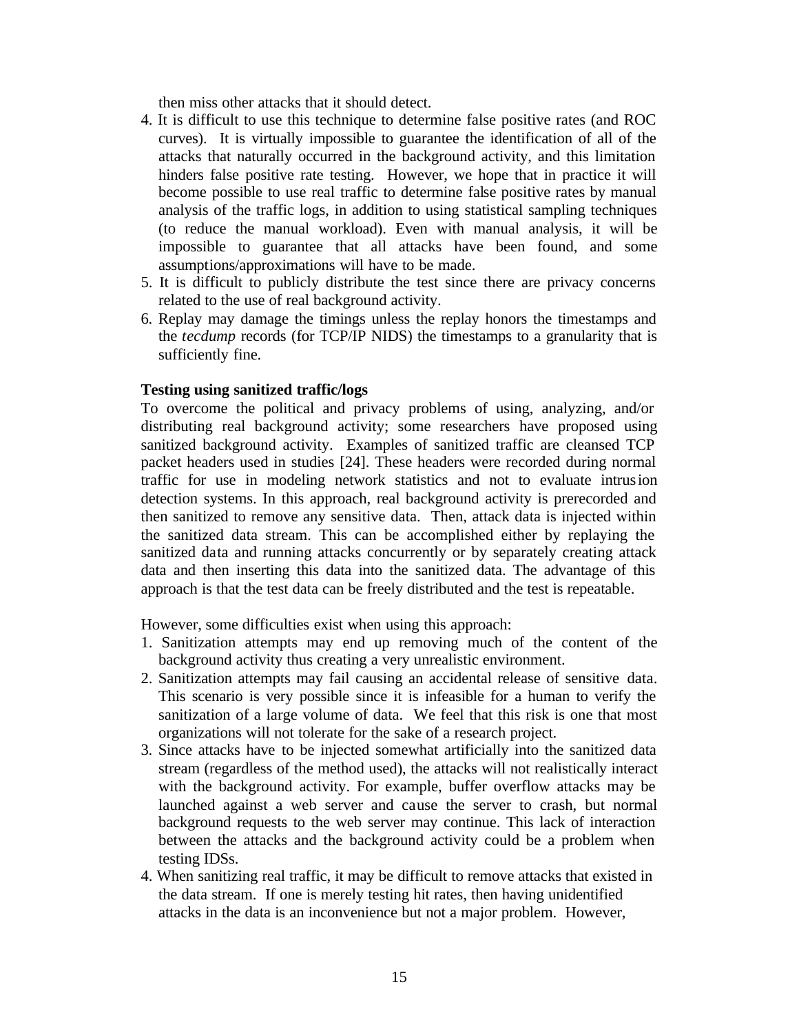then miss other attacks that it should detect.

4. It is difficult to use this technique to determine false positive rates (and ROC curves). It is virtually impossible to guarantee the identification of all of the attacks that naturally occurred in the background activity, and this limitation hinders false positive rate testing. However, we hope that in practice it will become possible to use real traffic to determine false positive rates by manual analysis of the traffic logs, in addition to using statistical sampling techniques (to reduce the manual workload). Even with manual analysis, it will be impossible to guarantee that all attacks have been found, and some assumptions/approximations will have to be made.
5. It is difficult to publicly distribute the test since there are privacy concerns related to the use of real background activity.
6. Replay may damage the timings unless the replay honors the timestamps and the *tecdump* records (for TCP/IP NIDS) the timestamps to a granularity that is sufficiently fine.

**Testing using sanitized traffic/logs**

To overcome the political and privacy problems of using, analyzing, and/or distributing real background activity; some researchers have proposed using sanitized background activity. Examples of sanitized traffic are cleansed TCP packet headers used in studies [24]. These headers were recorded during normal traffic for use in modeling network statistics and not to evaluate intrusion detection systems. In this approach, real background activity is prerecorded and then sanitized to remove any sensitive data. Then, attack data is injected within the sanitized data stream. This can be accomplished either by replaying the sanitized data and running attacks concurrently or by separately creating attack data and then inserting this data into the sanitized data. The advantage of this approach is that the test data can be freely distributed and the test is repeatable.

However, some difficulties exist when using this approach:

1. Sanitization attempts may end up removing much of the content of the background activity thus creating a very unrealistic environment.
2. Sanitization attempts may fail causing an accidental release of sensitive data. This scenario is very possible since it is infeasible for a human to verify the sanitization of a large volume of data. We feel that this risk is one that most organizations will not tolerate for the sake of a research project.
3. Since attacks have to be injected somewhat artificially into the sanitized data stream (regardless of the method used), the attacks will not realistically interact with the background activity. For example, buffer overflow attacks may be launched against a web server and cause the server to crash, but normal background requests to the web server may continue. This lack of interaction between the attacks and the background activity could be a problem when testing IDSs.
4. When sanitizing real traffic, it may be difficult to remove attacks that existed in the data stream. If one is merely testing hit rates, then having unidentified attacks in the data is an inconvenience but not a major problem. However,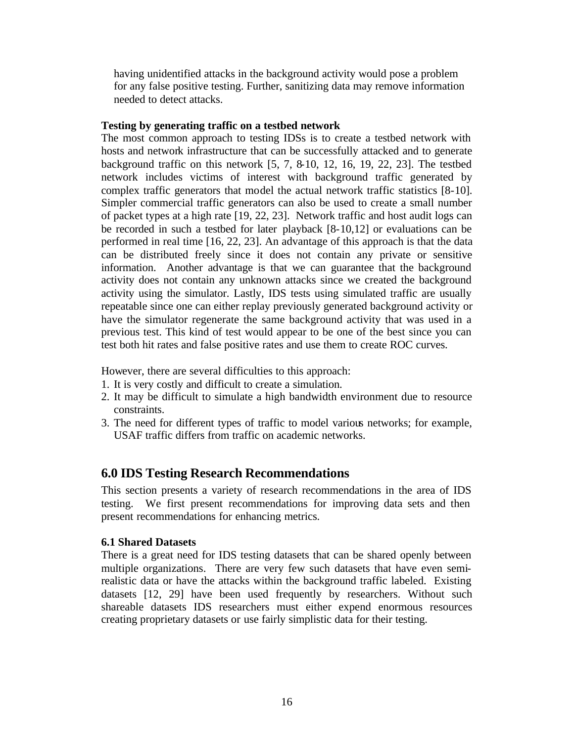having unidentified attacks in the background activity would pose a problem for any false positive testing. Further, sanitizing data may remove information needed to detect attacks.

**Testing by generating traffic on a testbed network**

The most common approach to testing IDSs is to create a testbed network with hosts and network infrastructure that can be successfully attacked and to generate background traffic on this network [5, 7, 8-10, 12, 16, 19, 22, 23]. The testbed network includes victims of interest with background traffic generated by complex traffic generators that model the actual network traffic statistics [8-10]. Simpler commercial traffic generators can also be used to create a small number of packet types at a high rate [19, 22, 23]. Network traffic and host audit logs can be recorded in such a testbed for later playback [8-10,12] or evaluations can be performed in real time [16, 22, 23]. An advantage of this approach is that the data can be distributed freely since it does not contain any private or sensitive information. Another advantage is that we can guarantee that the background activity does not contain any unknown attacks since we created the background activity using the simulator. Lastly, IDS tests using simulated traffic are usually repeatable since one can either replay previously generated background activity or have the simulator regenerate the same background activity that was used in a previous test. This kind of test would appear to be one of the best since you can test both hit rates and false positive rates and use them to create ROC curves.

However, there are several difficulties to this approach:

1. It is very costly and difficult to create a simulation.
2. It may be difficult to simulate a high bandwidth environment due to resource constraints.
3. The need for different types of traffic to model various networks; for example, USAF traffic differs from traffic on academic networks.

## 6.0 IDS Testing Research Recommendations

This section presents a variety of research recommendations in the area of IDS testing. We first present recommendations for improving data sets and then present recommendations for enhancing metrics.

**6.1 Shared Datasets**

There is a great need for IDS testing datasets that can be shared openly between multiple organizations. There are very few such datasets that have even semi-realistic data or have the attacks within the background traffic labeled. Existing datasets [12, 29] have been used frequently by researchers. Without such shareable datasets IDS researchers must either expend enormous resources creating proprietary datasets or use fairly simplistic data for their testing.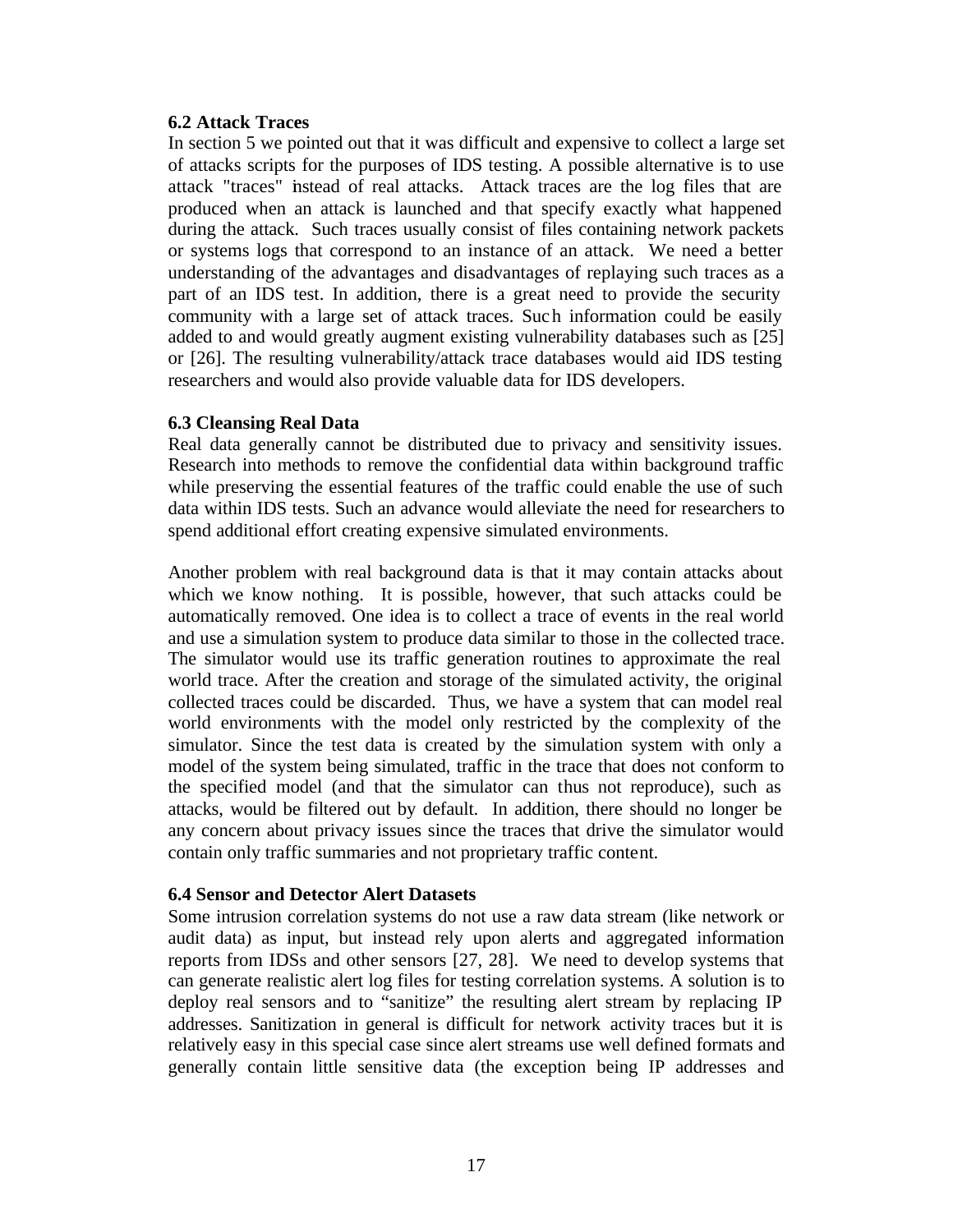### 6.2 Attack Traces

In section 5 we pointed out that it was difficult and expensive to collect a large set of attacks scripts for the purposes of IDS testing. A possible alternative is to use attack "traces" instead of real attacks. Attack traces are the log files that are produced when an attack is launched and that specify exactly what happened during the attack. Such traces usually consist of files containing network packets or systems logs that correspond to an instance of an attack. We need a better understanding of the advantages and disadvantages of replaying such traces as a part of an IDS test. In addition, there is a great need to provide the security community with a large set of attack traces. Such information could be easily added to and would greatly augment existing vulnerability databases such as [25] or [26]. The resulting vulnerability/attack trace databases would aid IDS testing researchers and would also provide valuable data for IDS developers.

### 6.3 Cleansing Real Data

Real data generally cannot be distributed due to privacy and sensitivity issues. Research into methods to remove the confidential data within background traffic while preserving the essential features of the traffic could enable the use of such data within IDS tests. Such an advance would alleviate the need for researchers to spend additional effort creating expensive simulated environments.

Another problem with real background data is that it may contain attacks about which we know nothing. It is possible, however, that such attacks could be automatically removed. One idea is to collect a trace of events in the real world and use a simulation system to produce data similar to those in the collected trace. The simulator would use its traffic generation routines to approximate the real world trace. After the creation and storage of the simulated activity, the original collected traces could be discarded. Thus, we have a system that can model real world environments with the model only restricted by the complexity of the simulator. Since the test data is created by the simulation system with only a model of the system being simulated, traffic in the trace that does not conform to the specified model (and that the simulator can thus not reproduce), such as attacks, would be filtered out by default. In addition, there should no longer be any concern about privacy issues since the traces that drive the simulator would contain only traffic summaries and not proprietary traffic content.

### 6.4 Sensor and Detector Alert Datasets

Some intrusion correlation systems do not use a raw data stream (like network or audit data) as input, but instead rely upon alerts and aggregated information reports from IDSs and other sensors [27, 28]. We need to develop systems that can generate realistic alert log files for testing correlation systems. A solution is to deploy real sensors and to "sanitize" the resulting alert stream by replacing IP addresses. Sanitization in general is difficult for network activity traces but it is relatively easy in this special case since alert streams use well defined formats and generally contain little sensitive data (the exception being IP addresses and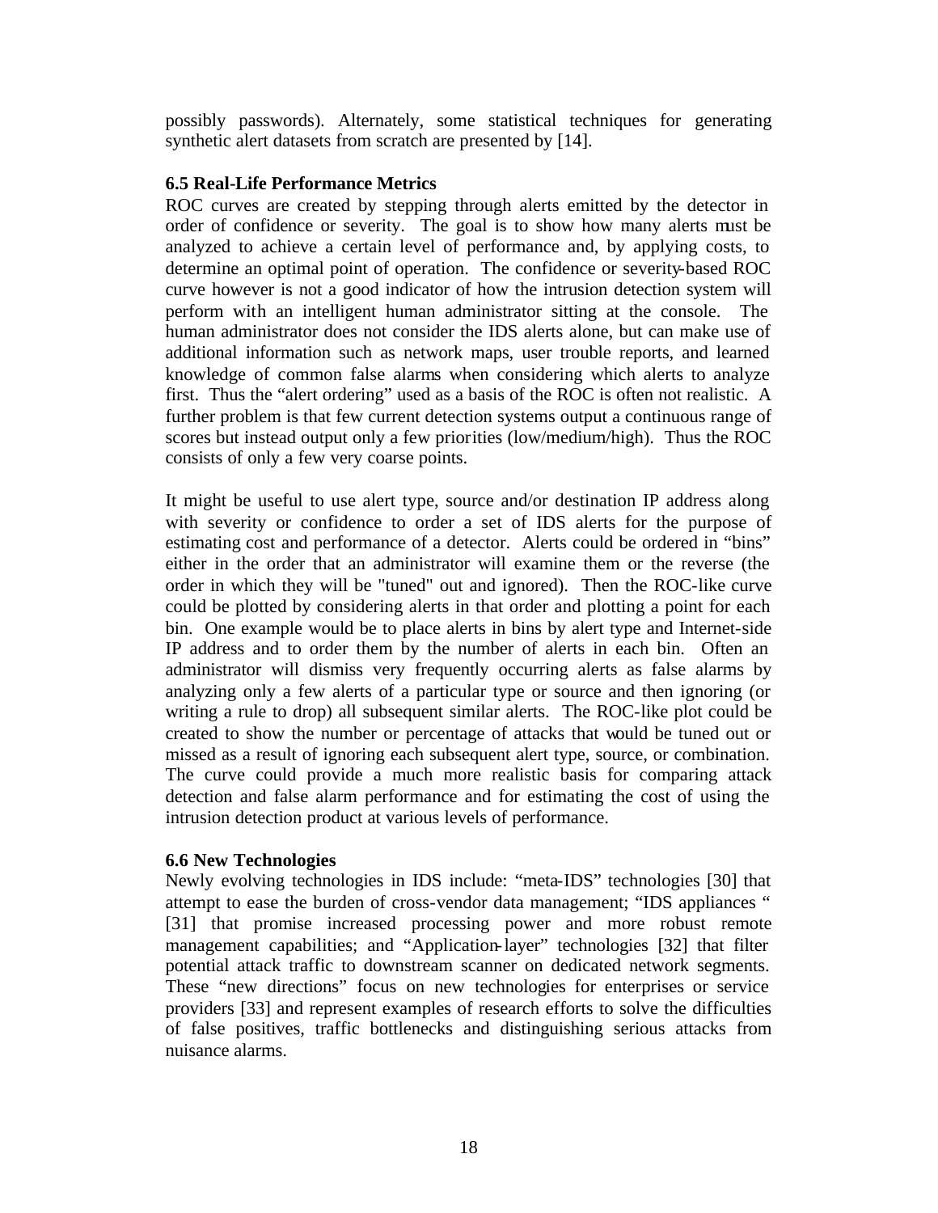possibly passwords). Alternately, some statistical techniques for generating synthetic alert datasets from scratch are presented by [14].

### 6.5 Real-Life Performance Metrics

ROC curves are created by stepping through alerts emitted by the detector in order of confidence or severity. The goal is to show how many alerts must be analyzed to achieve a certain level of performance and, by applying costs, to determine an optimal point of operation. The confidence or severity-based ROC curve however is not a good indicator of how the intrusion detection system will perform with an intelligent human administrator sitting at the console. The human administrator does not consider the IDS alerts alone, but can make use of additional information such as network maps, user trouble reports, and learned knowledge of common false alarms when considering which alerts to analyze first. Thus the "alert ordering" used as a basis of the ROC is often not realistic. A further problem is that few current detection systems output a continuous range of scores but instead output only a few priorities (low/medium/high). Thus the ROC consists of only a few very coarse points.

It might be useful to use alert type, source and/or destination IP address along with severity or confidence to order a set of IDS alerts for the purpose of estimating cost and performance of a detector. Alerts could be ordered in "bins" either in the order that an administrator will examine them or the reverse (the order in which they will be "tuned" out and ignored). Then the ROC-like curve could be plotted by considering alerts in that order and plotting a point for each bin. One example would be to place alerts in bins by alert type and Internet-side IP address and to order them by the number of alerts in each bin. Often an administrator will dismiss very frequently occurring alerts as false alarms by analyzing only a few alerts of a particular type or source and then ignoring (or writing a rule to drop) all subsequent similar alerts. The ROC-like plot could be created to show the number or percentage of attacks that would be tuned out or missed as a result of ignoring each subsequent alert type, source, or combination. The curve could provide a much more realistic basis for comparing attack detection and false alarm performance and for estimating the cost of using the intrusion detection product at various levels of performance.

### 6.6 New Technologies

Newly evolving technologies in IDS include: "meta-IDS" technologies [30] that attempt to ease the burden of cross-vendor data management; "IDS appliances " [31] that promise increased processing power and more robust remote management capabilities; and "Application-layer" technologies [32] that filter potential attack traffic to downstream scanner on dedicated network segments. These "new directions" focus on new technologies for enterprises or service providers [33] and represent examples of research efforts to solve the difficulties of false positives, traffic bottlenecks and distinguishing serious attacks from nuisance alarms.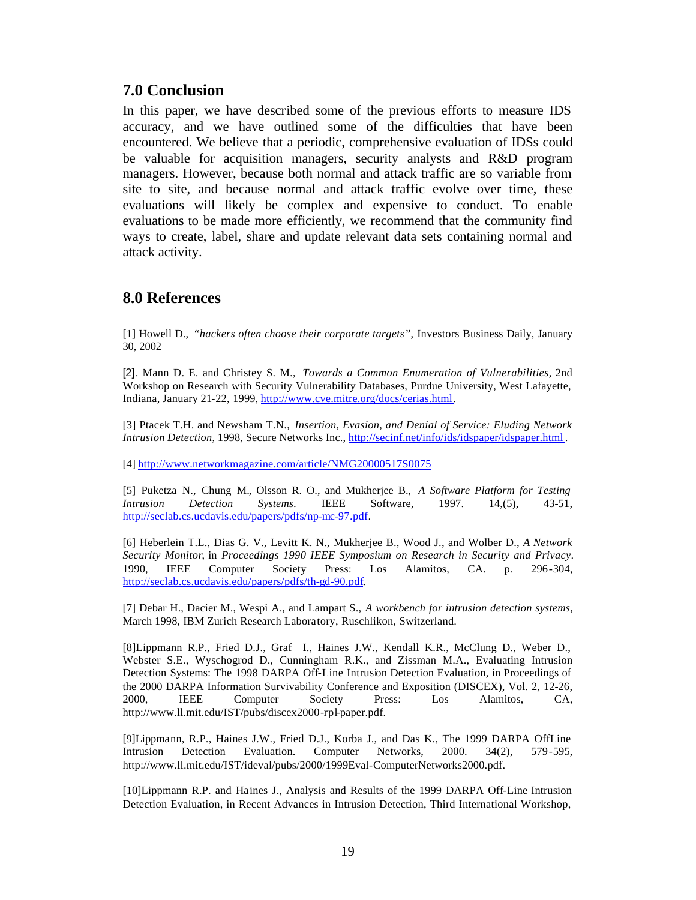## 7.0 Conclusion

In this paper, we have described some of the previous efforts to measure IDS accuracy, and we have outlined some of the difficulties that have been encountered. We believe that a periodic, comprehensive evaluation of IDSs could be valuable for acquisition managers, security analysts and R&D program managers. However, because both normal and attack traffic are so variable from site to site, and because normal and attack traffic evolve over time, these evaluations will likely be complex and expensive to conduct. To enable evaluations to be made more efficiently, we recommend that the community find ways to create, label, share and update relevant data sets containing normal and attack activity.

## 8.0 References

[1] Howell D., *"hackers often choose their corporate targets"*, Investors Business Daily, January 30, 2002

[2]. Mann D. E. and Christey S. M., *Towards a Common Enumeration of Vulnerabilities*, 2nd Workshop on Research with Security Vulnerability Databases, Purdue University, West Lafayette, Indiana, January 21-22, 1999, http://www.cve.mitre.org/docs/cerias.html.

[3] Ptacek T.H. and Newsham T.N., *Insertion, Evasion, and Denial of Service: Eluding Network Intrusion Detection*, 1998, Secure Networks Inc., http://secinf.net/info/ids/idspaper/idspaper.html.

[4] http://www.networkmagazine.com/article/NMG20000517S0075

[5] Puketza N., Chung M., Olsson R. O., and Mukherjee B., *A Software Platform for Testing Intrusion Detection Systems*. IEEE Software, 1997. 14,(5), 43-51, http://seclab.cs.ucdavis.edu/papers/pdfs/np-mc-97.pdf.

[6] Heberlein T.L., Dias G. V., Levitt K. N., Mukherjee B., Wood J., and Wolber D., *A Network Security Monitor*, in *Proceedings 1990 IEEE Symposium on Research in Security and Privacy*. 1990, IEEE Computer Society Press: Los Alamitos, CA. p. 296-304, http://seclab.cs.ucdavis.edu/papers/pdfs/th-gd-90.pdf.

[7] Debar H., Dacier M., Wespi A., and Lampart S., *A workbench for intrusion detection systems*, March 1998, IBM Zurich Research Laboratory, Ruschlikon, Switzerland.

[8]Lippmann R.P., Fried D.J., Graf I., Haines J.W., Kendall K.R., McClung D., Weber D., Webster S.E., Wyschogrod D., Cunningham R.K., and Zissman M.A., Evaluating Intrusion Detection Systems: The 1998 DARPA Off-Line Intrusion Detection Evaluation, in Proceedings of the 2000 DARPA Information Survivability Conference and Exposition (DISCEX), Vol. 2, 12-26, 2000, IEEE Computer Society Press: Los Alamitos, CA, http://www.ll.mit.edu/IST/pubs/discex2000-rpl-paper.pdf.

[9]Lippmann, R.P., Haines J.W., Fried D.J., Korba J., and Das K., The 1999 DARPA OffLine Intrusion Detection Evaluation. Computer Networks, 2000. 34(2), 579-595, http://www.ll.mit.edu/IST/ideval/pubs/2000/1999Eval-ComputerNetworks2000.pdf.

[10]Lippmann R.P. and Haines J., Analysis and Results of the 1999 DARPA Off-Line Intrusion Detection Evaluation, in Recent Advances in Intrusion Detection, Third International Workshop,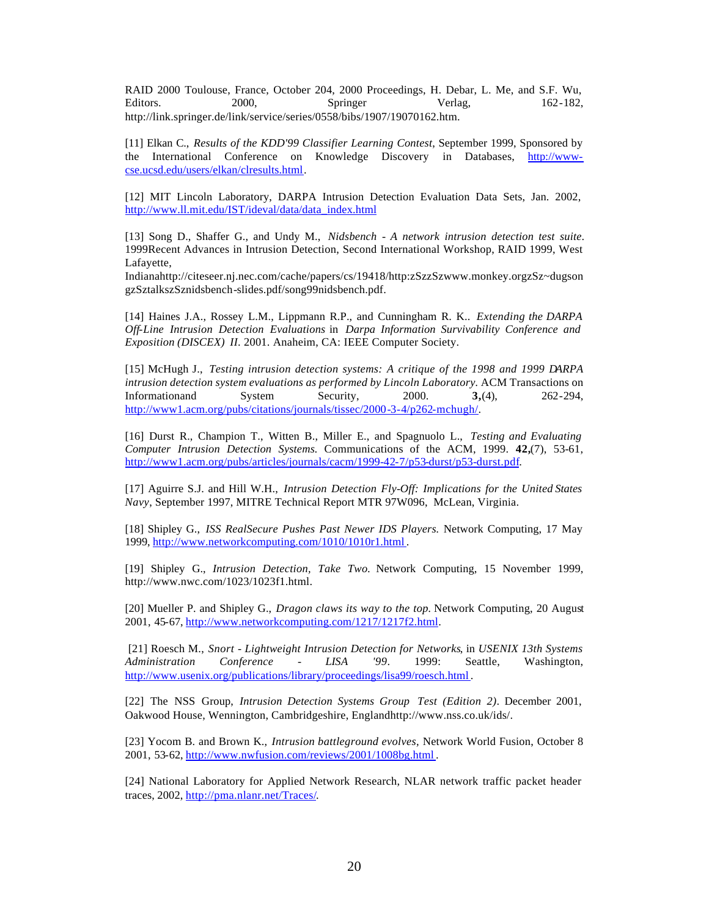RAID 2000 Toulouse, France, October 204, 2000 Proceedings, H. Debar, L. Me, and S.F. Wu, Editors. 2000, Springer Verlag, 162-182, http://link.springer.de/link/service/series/0558/bibs/1907/19070162.htm.

[11] Elkan C., *Results of the KDD'99 Classifier Learning Contest*, September 1999, Sponsored by the International Conference on Knowledge Discovery in Databases, http://www-cse.ucsd.edu/users/elkan/clresults.html.

[12] MIT Lincoln Laboratory, DARPA Intrusion Detection Evaluation Data Sets, Jan. 2002, http://www.ll.mit.edu/IST/ideval/data/data_index.html

[13] Song D., Shaffer G., and Undy M., *Nidsbench - A network intrusion detection test suite*. 1999Recent Advances in Intrusion Detection, Second International Workshop, RAID 1999, West Lafayette, Indianahttp://citeseer.nj.nec.com/cache/papers/cs/19418/http:zSzzSzwww.monkey.orgzSz~dugsongzSztalkszSznidsbench-slides.pdf/song99nidsbench.pdf.

[14] Haines J.A., Rossey L.M., Lippmann R.P., and Cunningham R. K.. *Extending the DARPA Off-Line Intrusion Detection Evaluations* in *Darpa Information Survivability Conference and Exposition (DISCEX) II*. 2001. Anaheim, CA: IEEE Computer Society.

[15] McHugh J., *Testing intrusion detection systems: A critique of the 1998 and 1999 DARPA intrusion detection system evaluations as performed by Lincoln Laboratory*. ACM Transactions on Informationand System Security, 2000. **3,**(4), 262-294, http://www1.acm.org/pubs/citations/journals/tissec/2000-3-4/p262-mchugh/.

[16] Durst R., Champion T., Witten B., Miller E., and Spagnuolo L., *Testing and Evaluating Computer Intrusion Detection Systems.* Communications of the ACM, 1999. **42,**(7), 53-61, http://www1.acm.org/pubs/articles/journals/cacm/1999-42-7/p53-durst/p53-durst.pdf.

[17] Aguirre S.J. and Hill W.H., *Intrusion Detection Fly-Off: Implications for the United States Navy*, September 1997, MITRE Technical Report MTR 97W096, McLean, Virginia.

[18] Shipley G., *ISS RealSecure Pushes Past Newer IDS Players.* Network Computing, 17 May 1999, http://www.networkcomputing.com/1010/1010r1.html.

[19] Shipley G., *Intrusion Detection, Take Two.* Network Computing, 15 November 1999, http://www.nwc.com/1023/1023f1.html.

[20] Mueller P. and Shipley G., *Dragon claws its way to the top.* Network Computing, 20 August 2001, 45-67, http://www.networkcomputing.com/1217/1217f2.html.

[21] Roesch M., *Snort - Lightweight Intrusion Detection for Networks*, in *USENIX 13th Systems Administration Conference - LISA '99*. 1999: Seattle, Washington, http://www.usenix.org/publications/library/proceedings/lisa99/roesch.html.

[22] The NSS Group, *Intrusion Detection Systems Group Test (Edition 2)*. December 2001, Oakwood House, Wennington, Cambridgeshire, Englandhttp://www.nss.co.uk/ids/.

[23] Yocom B. and Brown K., *Intrusion battleground evolves*, Network World Fusion, October 8 2001, 53-62, http://www.nwfusion.com/reviews/2001/1008bg.html.

[24] National Laboratory for Applied Network Research, NLAR network traffic packet header traces, 2002, http://pma.nlanr.net/Traces/.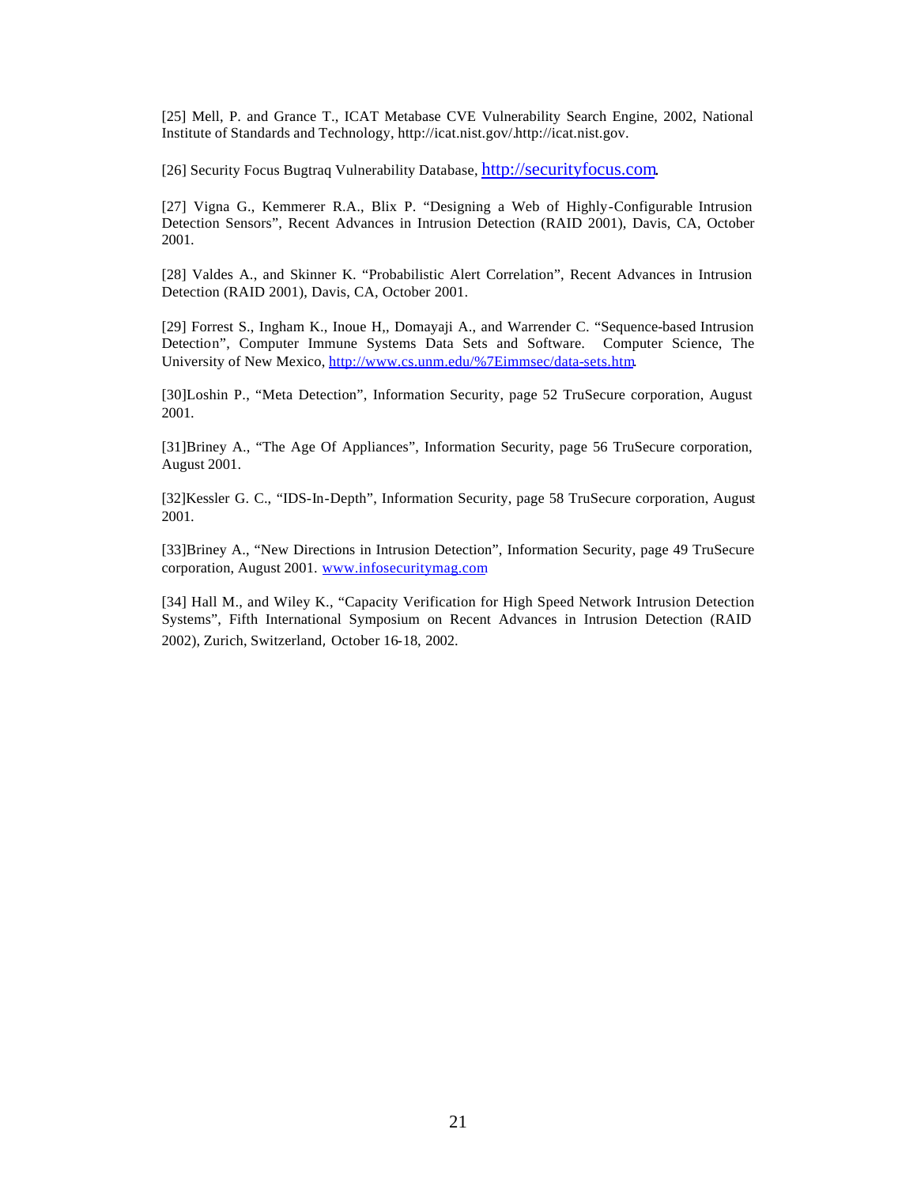[25] Mell, P. and Grance T., ICAT Metabase CVE Vulnerability Search Engine, 2002, National Institute of Standards and Technology, http://icat.nist.gov/.http://icat.nist.gov.

[26] Security Focus Bugtraq Vulnerability Database, http://securityfocus.com.

[27] Vigna G., Kemmerer R.A., Blix P. "Designing a Web of Highly-Configurable Intrusion Detection Sensors", Recent Advances in Intrusion Detection (RAID 2001), Davis, CA, October 2001.

[28] Valdes A., and Skinner K. "Probabilistic Alert Correlation", Recent Advances in Intrusion Detection (RAID 2001), Davis, CA, October 2001.

[29] Forrest S., Ingham K., Inoue H,, Domayaji A., and Warrender C. "Sequence-based Intrusion Detection", Computer Immune Systems Data Sets and Software. Computer Science, The University of New Mexico, http://www.cs.unm.edu/%7Eimmsec/data-sets.htm.

[30]Loshin P., "Meta Detection", Information Security, page 52 TruSecure corporation, August 2001.

[31]Briney A., "The Age Of Appliances", Information Security, page 56 TruSecure corporation, August 2001.

[32]Kessler G. C., "IDS-In-Depth", Information Security, page 58 TruSecure corporation, August 2001.

[33]Briney A., "New Directions in Intrusion Detection", Information Security, page 49 TruSecure corporation, August 2001. www.infosecuritymag.com

[34] Hall M., and Wiley K., "Capacity Verification for High Speed Network Intrusion Detection Systems", Fifth International Symposium on Recent Advances in Intrusion Detection (RAID 2002), Zurich, Switzerland, October 16-18, 2002.